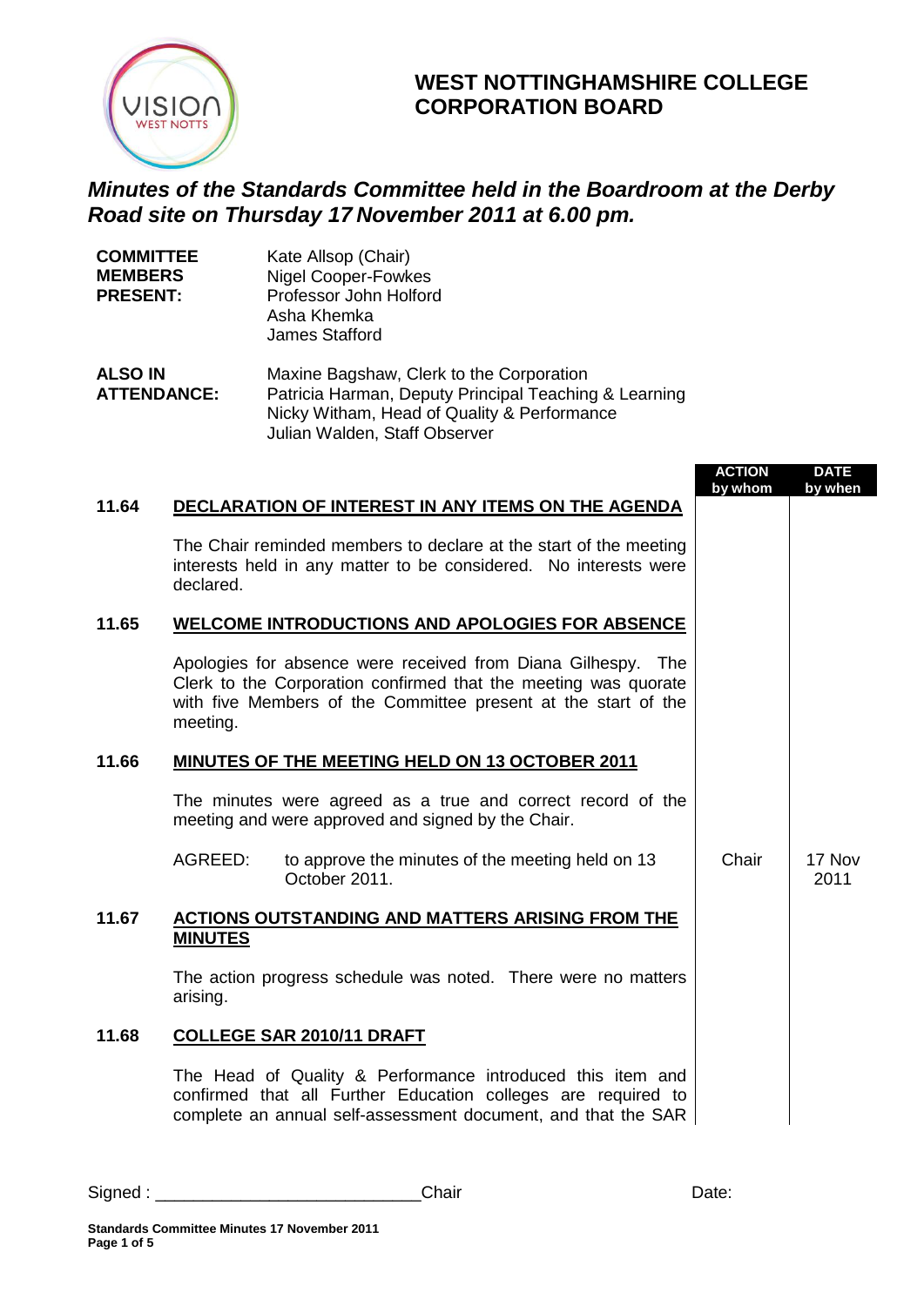# WEST NOTTINGHAMSHIRE COLLEGE CORPORATION BOARD

## *Minutes of the Standards Committee held in the Boardroom at the Derby Road site on Thursday 17 November 2011 at 6.00 pm.*

**COMMITTEE MEMBERS PRESENT:**
Kate Allsop (Chair)
Nigel Cooper-Fowkes
Professor John Holford
Asha Khemka
James Stafford

**ALSO IN ATTENDANCE:**
Maxine Bagshaw, Clerk to the Corporation
Patricia Harman, Deputy Principal Teaching & Learning
Nicky Witham, Head of Quality & Performance
Julian Walden, Staff Observer

| | | ACTION by whom | DATE by when |
|---|---|---|---|
| **11.64** | **DECLARATION OF INTEREST IN ANY ITEMS ON THE AGENDA** | | |
| | The Chair reminded members to declare at the start of the meeting interests held in any matter to be considered. No interests were declared. | | |
| **11.65** | **WELCOME INTRODUCTIONS AND APOLOGIES FOR ABSENCE** | | |
| | Apologies for absence were received from Diana Gilhespy. The Clerk to the Corporation confirmed that the meeting was quorate with five Members of the Committee present at the start of the meeting. | | |
| **11.66** | **MINUTES OF THE MEETING HELD ON 13 OCTOBER 2011** | | |
| | The minutes were agreed as a true and correct record of the meeting and were approved and signed by the Chair. | | |
| | AGREED: to approve the minutes of the meeting held on 13 October 2011. | Chair | 17 Nov 2011 |
| **11.67** | **ACTIONS OUTSTANDING AND MATTERS ARISING FROM THE MINUTES** | | |
| | The action progress schedule was noted. There were no matters arising. | | |
| **11.68** | **COLLEGE SAR 2010/11 DRAFT** | | |
| | The Head of Quality & Performance introduced this item and confirmed that all Further Education colleges are required to complete an annual self-assessment document, and that the SAR | | |

Signed : ___________________________Chair Date: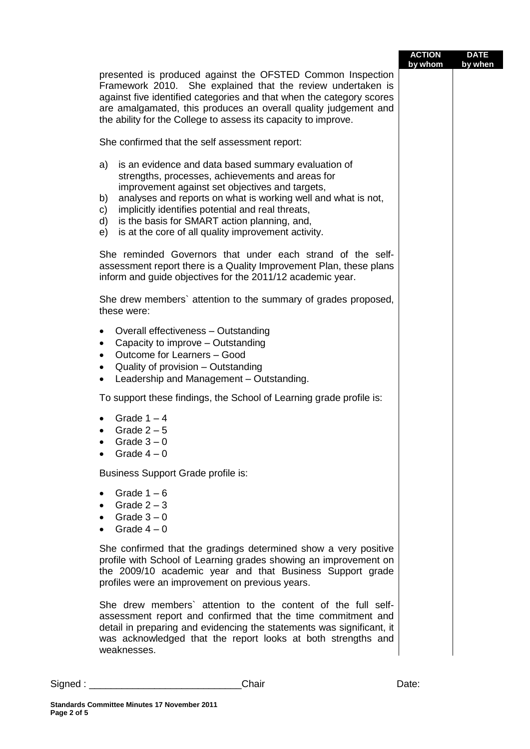| | ACTION by whom | DATE by when |
|---|---|---|

presented is produced against the OFSTED Common Inspection Framework 2010. She explained that the review undertaken is against five identified categories and that when the category scores are amalgamated, this produces an overall quality judgement and the ability for the College to assess its capacity to improve.

She confirmed that the self assessment report:

a) is an evidence and data based summary evaluation of strengths, processes, achievements and areas for improvement against set objectives and targets,
b) analyses and reports on what is working well and what is not,
c) implicitly identifies potential and real threats,
d) is the basis for SMART action planning, and,
e) is at the core of all quality improvement activity.

She reminded Governors that under each strand of the self-assessment report there is a Quality Improvement Plan, these plans inform and guide objectives for the 2011/12 academic year.

She drew members` attention to the summary of grades proposed, these were:

- Overall effectiveness – Outstanding
- Capacity to improve – Outstanding
- Outcome for Learners – Good
- Quality of provision – Outstanding
- Leadership and Management – Outstanding.

To support these findings, the School of Learning grade profile is:

- Grade 1 – 4
- Grade 2 – 5
- Grade 3 – 0
- Grade 4 – 0

Business Support Grade profile is:

- Grade 1 – 6
- Grade 2 – 3
- Grade 3 – 0
- Grade 4 – 0

She confirmed that the gradings determined show a very positive profile with School of Learning grades showing an improvement on the 2009/10 academic year and that Business Support grade profiles were an improvement on previous years.

She drew members` attention to the content of the full self-assessment report and confirmed that the time commitment and detail in preparing and evidencing the statements was significant, it was acknowledged that the report looks at both strengths and weaknesses.

Signed : ___________________________Chair Date:

**Standards Committee Minutes 17 November 2011**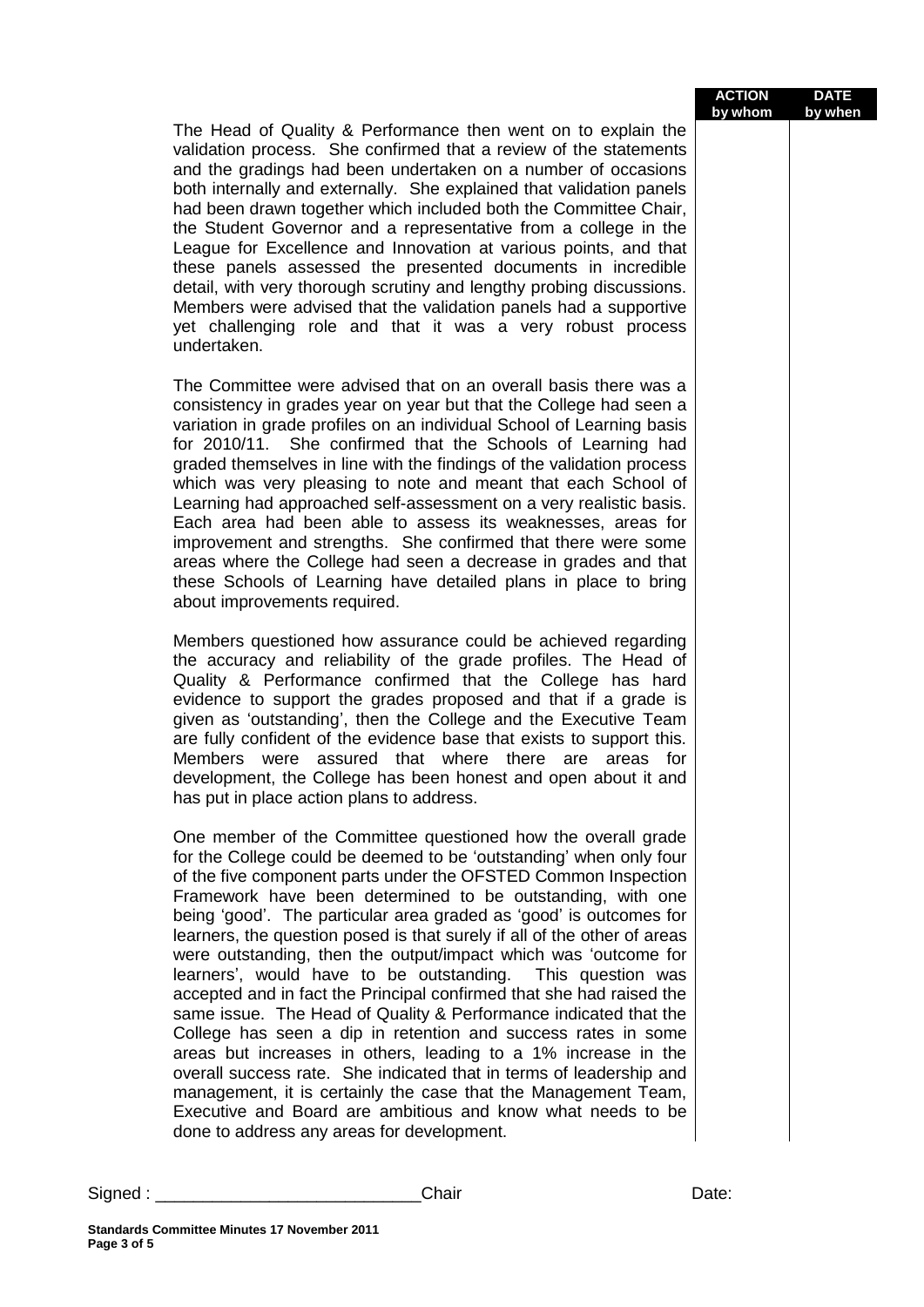| | ACTION by whom | DATE by when |
|---|---|---|
| The Head of Quality & Performance then went on to explain the validation process. She confirmed that a review of the statements and the gradings had been undertaken on a number of occasions both internally and externally. She explained that validation panels had been drawn together which included both the Committee Chair, the Student Governor and a representative from a college in the League for Excellence and Innovation at various points, and that these panels assessed the presented documents in incredible detail, with very thorough scrutiny and lengthy probing discussions. Members were advised that the validation panels had a supportive yet challenging role and that it was a very robust process undertaken. | | |
| The Committee were advised that on an overall basis there was a consistency in grades year on year but that the College had seen a variation in grade profiles on an individual School of Learning basis for 2010/11. She confirmed that the Schools of Learning had graded themselves in line with the findings of the validation process which was very pleasing to note and meant that each School of Learning had approached self-assessment on a very realistic basis. Each area had been able to assess its weaknesses, areas for improvement and strengths. She confirmed that there were some areas where the College had seen a decrease in grades and that these Schools of Learning have detailed plans in place to bring about improvements required. | | |
| Members questioned how assurance could be achieved regarding the accuracy and reliability of the grade profiles. The Head of Quality & Performance confirmed that the College has hard evidence to support the grades proposed and that if a grade is given as 'outstanding', then the College and the Executive Team are fully confident of the evidence base that exists to support this. Members were assured that where there are areas for development, the College has been honest and open about it and has put in place action plans to address. | | |
| One member of the Committee questioned how the overall grade for the College could be deemed to be 'outstanding' when only four of the five component parts under the OFSTED Common Inspection Framework have been determined to be outstanding, with one being 'good'. The particular area graded as 'good' is outcomes for learners, the question posed is that surely if all of the other of areas were outstanding, then the output/impact which was 'outcome for learners', would have to be outstanding. This question was accepted and in fact the Principal confirmed that she had raised the same issue. The Head of Quality & Performance indicated that the College has seen a dip in retention and success rates in some areas but increases in others, leading to a 1% increase in the overall success rate. She indicated that in terms of leadership and management, it is certainly the case that the Management Team, Executive and Board are ambitious and know what needs to be done to address any areas for development. | | |

Signed : ___________________________Chair Date:

**Standards Committee Minutes 17 November 2011**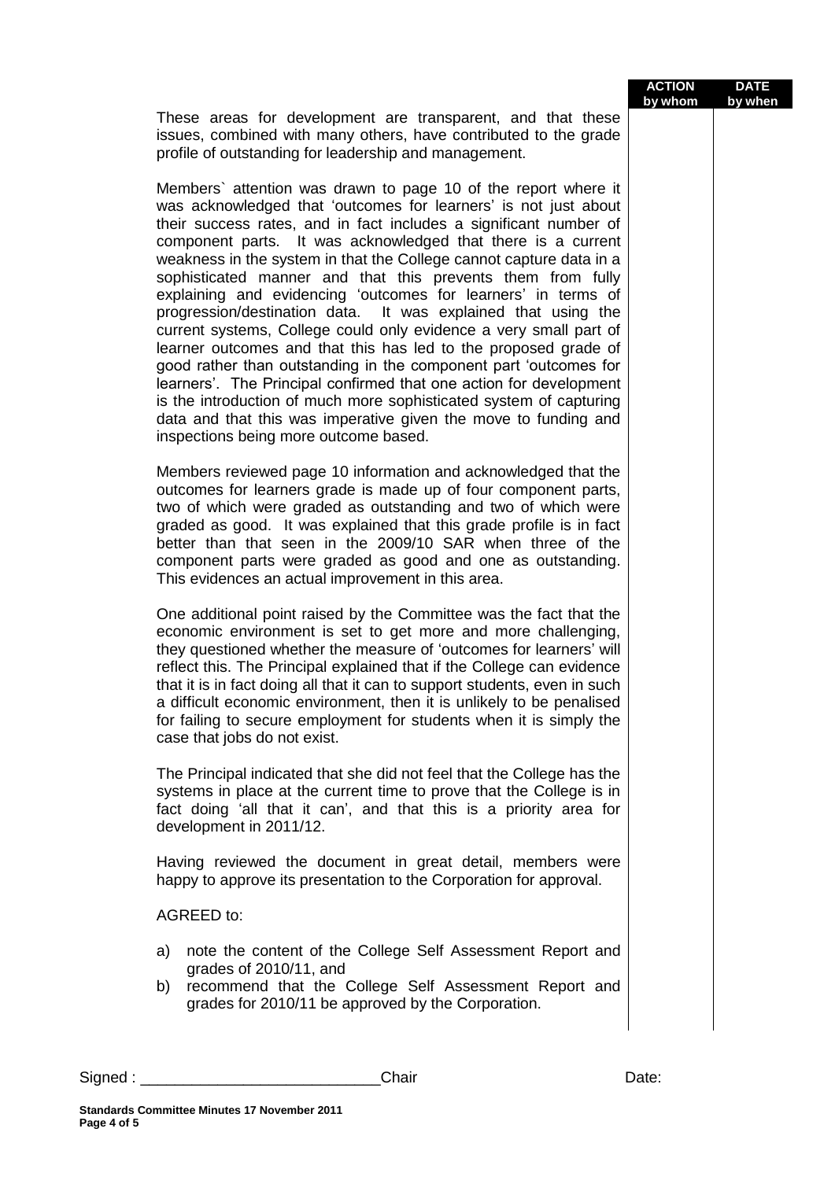| | ACTION by whom | DATE by when |
|---|---|---|
| These areas for development are transparent, and that these issues, combined with many others, have contributed to the grade profile of outstanding for leadership and management. | | |

These areas for development are transparent, and that these issues, combined with many others, have contributed to the grade profile of outstanding for leadership and management.

Members` attention was drawn to page 10 of the report where it was acknowledged that 'outcomes for learners' is not just about their success rates, and in fact includes a significant number of component parts. It was acknowledged that there is a current weakness in the system in that the College cannot capture data in a sophisticated manner and that this prevents them from fully explaining and evidencing 'outcomes for learners' in terms of progression/destination data. It was explained that using the current systems, College could only evidence a very small part of learner outcomes and that this has led to the proposed grade of good rather than outstanding in the component part 'outcomes for learners'. The Principal confirmed that one action for development is the introduction of much more sophisticated system of capturing data and that this was imperative given the move to funding and inspections being more outcome based.

Members reviewed page 10 information and acknowledged that the outcomes for learners grade is made up of four component parts, two of which were graded as outstanding and two of which were graded as good. It was explained that this grade profile is in fact better than that seen in the 2009/10 SAR when three of the component parts were graded as good and one as outstanding. This evidences an actual improvement in this area.

One additional point raised by the Committee was the fact that the economic environment is set to get more and more challenging, they questioned whether the measure of 'outcomes for learners' will reflect this. The Principal explained that if the College can evidence that it is in fact doing all that it can to support students, even in such a difficult economic environment, then it is unlikely to be penalised for failing to secure employment for students when it is simply the case that jobs do not exist.

The Principal indicated that she did not feel that the College has the systems in place at the current time to prove that the College is in fact doing 'all that it can', and that this is a priority area for development in 2011/12.

Having reviewed the document in great detail, members were happy to approve its presentation to the Corporation for approval.

AGREED to:

a) note the content of the College Self Assessment Report and grades of 2010/11, and
b) recommend that the College Self Assessment Report and grades for 2010/11 be approved by the Corporation.

Signed : ____________________________Chair Date:

**Standards Committee Minutes 17 November 2011**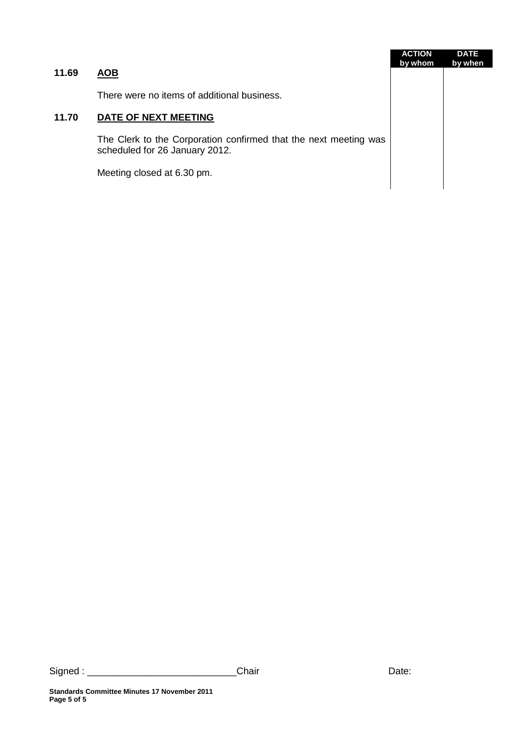| | | ACTION by whom | DATE by when |
|---|---|---|---|
| **11.69** | **AOB** | | |
| | There were no items of additional business. | | |
| **11.70** | **DATE OF NEXT MEETING** | | |
| | The Clerk to the Corporation confirmed that the next meeting was scheduled for 26 January 2012. | | |
| | Meeting closed at 6.30 pm. | | |

Signed : ___________________________Chair Date: